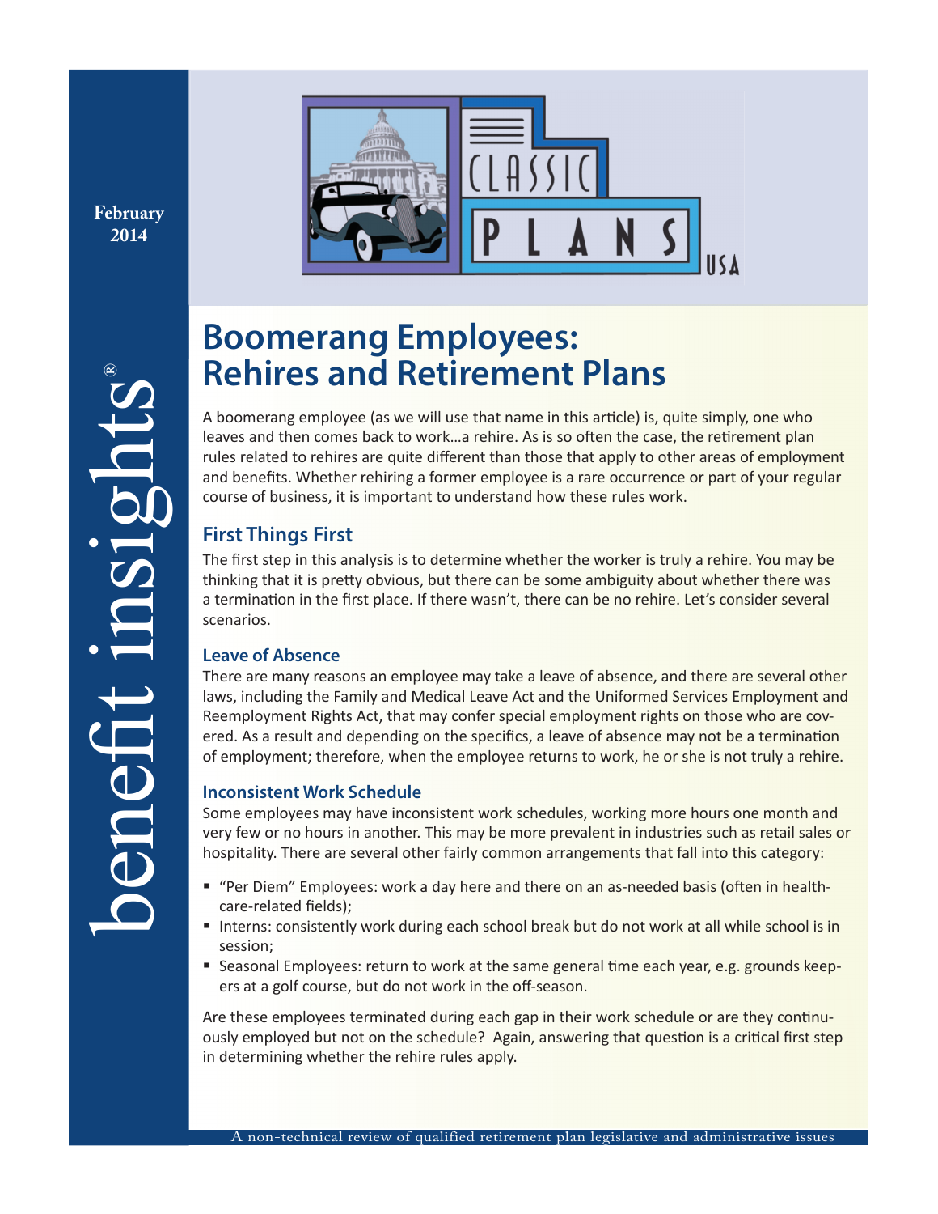February 2014

# Boomerang Employees: Rehires and Retirement Plans

A boomerang employee (as we will use that name in this article) is, quite simply, one who leaves and then comes back to work…a rehire. As is so often the case, the retirement plan rules related to rehires are quite different than those that apply to other areas of employment and benefits. Whether rehiring a former employee is a rare occurrence or part of your regular course of business, it is important to understand how these rules work.

## First Things First

The first step in this analysis is to determine whether the worker is truly a rehire. You may be thinking that it is pretty obvious, but there can be some ambiguity about whether there was a termination in the first place. If there wasn't, there can be no rehire. Let's consider several scenarios.

### Leave of Absence

There are many reasons an employee may take a leave of absence, and there are several other laws, including the Family and Medical Leave Act and the Uniformed Services Employment and Reemployment Rights Act, that may confer special employment rights on those who are covered. As a result and depending on the specifics, a leave of absence may not be a termination of employment; therefore, when the employee returns to work, he or she is not truly a rehire.

### Inconsistent Work Schedule

Some employees may have inconsistent work schedules, working more hours one month and very few or no hours in another. This may be more prevalent in industries such as retail sales or hospitality. There are several other fairly common arrangements that fall into this category:

- "Per Diem" Employees: work a day here and there on an as-needed basis (often in healthcare-related fields);
- Interns: consistently work during each school break but do not work at all while school is in session;
- Seasonal Employees: return to work at the same general time each year, e.g. grounds keepers at a golf course, but do not work in the off-season.

Are these employees terminated during each gap in their work schedule or are they continuously employed but not on the schedule? Again, answering that question is a critical first step in determining whether the rehire rules apply.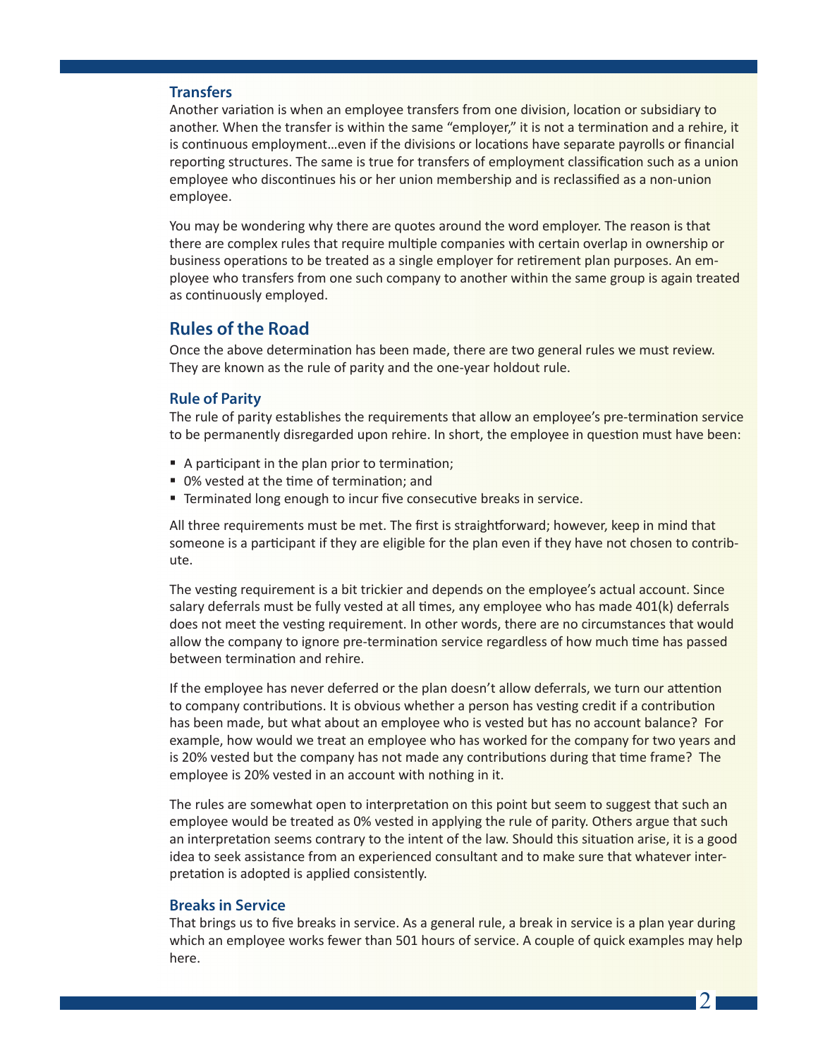### Transfers

Another variation is when an employee transfers from one division, location or subsidiary to another. When the transfer is within the same "employer," it is not a termination and a rehire, it is continuous employment…even if the divisions or locations have separate payrolls or financial reporting structures. The same is true for transfers of employment classification such as a union employee who discontinues his or her union membership and is reclassified as a non-union employee.

You may be wondering why there are quotes around the word employer. The reason is that there are complex rules that require multiple companies with certain overlap in ownership or business operations to be treated as a single employer for retirement plan purposes. An employee who transfers from one such company to another within the same group is again treated as continuously employed.

## Rules of the Road

Once the above determination has been made, there are two general rules we must review. They are known as the rule of parity and the one-year holdout rule.

### Rule of Parity

The rule of parity establishes the requirements that allow an employee's pre-termination service to be permanently disregarded upon rehire. In short, the employee in question must have been:

- A participant in the plan prior to termination;
- 0% vested at the time of termination; and
- Terminated long enough to incur five consecutive breaks in service.

All three requirements must be met. The first is straightforward; however, keep in mind that someone is a participant if they are eligible for the plan even if they have not chosen to contribute.

The vesting requirement is a bit trickier and depends on the employee's actual account. Since salary deferrals must be fully vested at all times, any employee who has made 401(k) deferrals does not meet the vesting requirement. In other words, there are no circumstances that would allow the company to ignore pre-termination service regardless of how much time has passed between termination and rehire.

If the employee has never deferred or the plan doesn't allow deferrals, we turn our attention to company contributions. It is obvious whether a person has vesting credit if a contribution has been made, but what about an employee who is vested but has no account balance? For example, how would we treat an employee who has worked for the company for two years and is 20% vested but the company has not made any contributions during that time frame? The employee is 20% vested in an account with nothing in it.

The rules are somewhat open to interpretation on this point but seem to suggest that such an employee would be treated as 0% vested in applying the rule of parity. Others argue that such an interpretation seems contrary to the intent of the law. Should this situation arise, it is a good idea to seek assistance from an experienced consultant and to make sure that whatever interpretation is adopted is applied consistently.

### Breaks in Service

That brings us to five breaks in service. As a general rule, a break in service is a plan year during which an employee works fewer than 501 hours of service. A couple of quick examples may help here.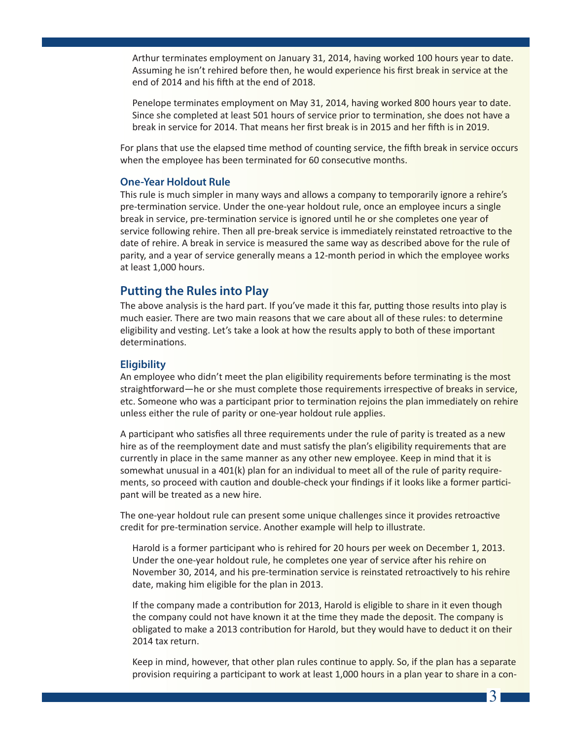Arthur terminates employment on January 31, 2014, having worked 100 hours year to date. Assuming he isn't rehired before then, he would experience his first break in service at the end of 2014 and his fifth at the end of 2018.

Penelope terminates employment on May 31, 2014, having worked 800 hours year to date. Since she completed at least 501 hours of service prior to termination, she does not have a break in service for 2014. That means her first break is in 2015 and her fifth is in 2019.

For plans that use the elapsed time method of counting service, the fifth break in service occurs when the employee has been terminated for 60 consecutive months.

### One-Year Holdout Rule

This rule is much simpler in many ways and allows a company to temporarily ignore a rehire's pre-termination service. Under the one-year holdout rule, once an employee incurs a single break in service, pre-termination service is ignored until he or she completes one year of service following rehire. Then all pre-break service is immediately reinstated retroactive to the date of rehire. A break in service is measured the same way as described above for the rule of parity, and a year of service generally means a 12-month period in which the employee works at least 1,000 hours.

## Putting the Rules into Play

The above analysis is the hard part. If you've made it this far, putting those results into play is much easier. There are two main reasons that we care about all of these rules: to determine eligibility and vesting. Let's take a look at how the results apply to both of these important determinations.

### Eligibility

An employee who didn't meet the plan eligibility requirements before terminating is the most straightforward—he or she must complete those requirements irrespective of breaks in service, etc. Someone who was a participant prior to termination rejoins the plan immediately on rehire unless either the rule of parity or one-year holdout rule applies.

A participant who satisfies all three requirements under the rule of parity is treated as a new hire as of the reemployment date and must satisfy the plan's eligibility requirements that are currently in place in the same manner as any other new employee. Keep in mind that it is somewhat unusual in a 401(k) plan for an individual to meet all of the rule of parity requirements, so proceed with caution and double-check your findings if it looks like a former participant will be treated as a new hire.

The one-year holdout rule can present some unique challenges since it provides retroactive credit for pre-termination service. Another example will help to illustrate.

Harold is a former participant who is rehired for 20 hours per week on December 1, 2013. Under the one-year holdout rule, he completes one year of service after his rehire on November 30, 2014, and his pre-termination service is reinstated retroactively to his rehire date, making him eligible for the plan in 2013.

If the company made a contribution for 2013, Harold is eligible to share in it even though the company could not have known it at the time they made the deposit. The company is obligated to make a 2013 contribution for Harold, but they would have to deduct it on their 2014 tax return.

Keep in mind, however, that other plan rules continue to apply. So, if the plan has a separate provision requiring a participant to work at least 1,000 hours in a plan year to share in a con-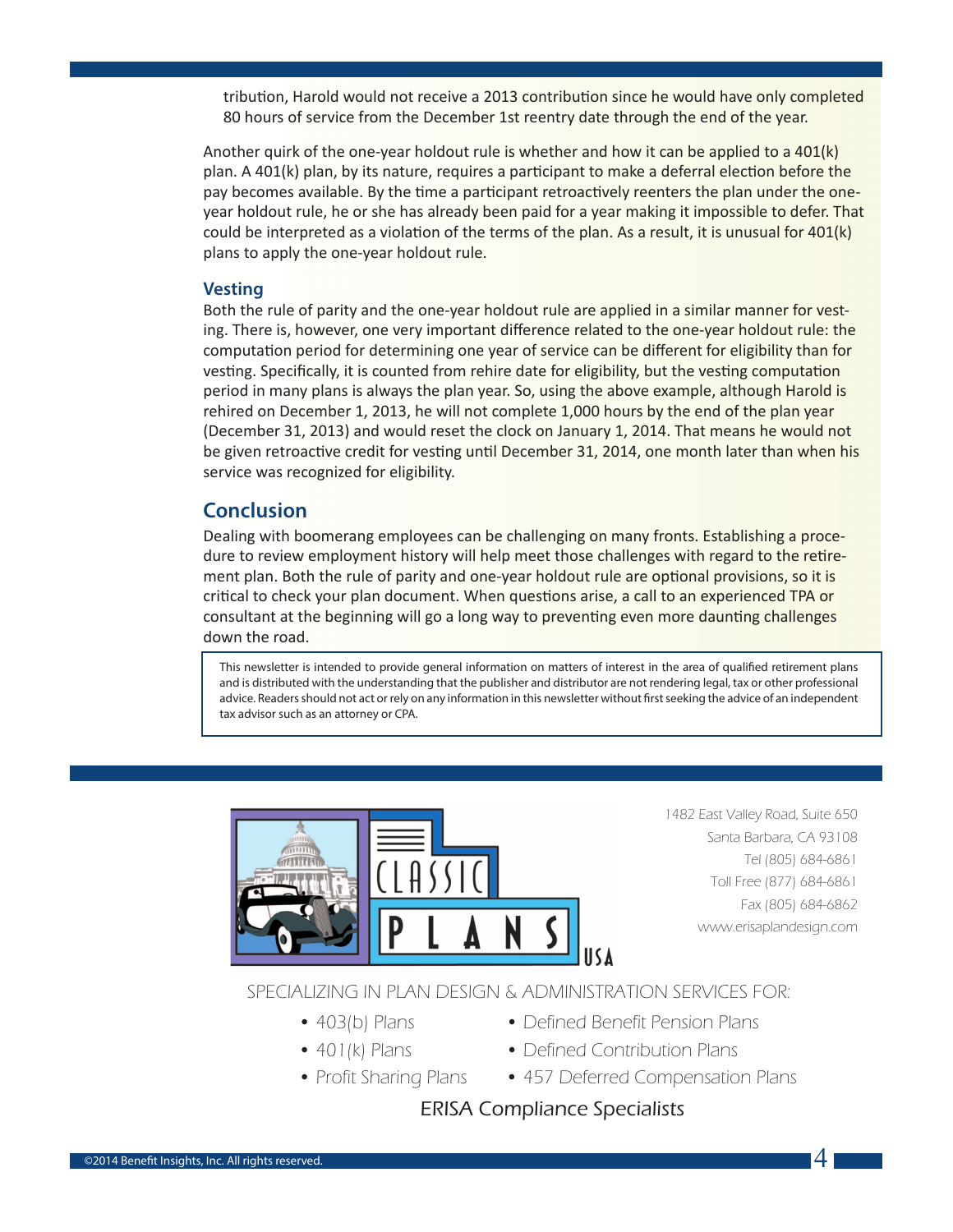tribution, Harold would not receive a 2013 contribution since he would have only completed 80 hours of service from the December 1st reentry date through the end of the year.

Another quirk of the one-year holdout rule is whether and how it can be applied to a 401(k) plan. A 401(k) plan, by its nature, requires a participant to make a deferral election before the pay becomes available. By the time a participant retroactively reenters the plan under the one-year holdout rule, he or she has already been paid for a year making it impossible to defer. That could be interpreted as a violation of the terms of the plan. As a result, it is unusual for 401(k) plans to apply the one-year holdout rule.

### Vesting

Both the rule of parity and the one-year holdout rule are applied in a similar manner for vesting. There is, however, one very important difference related to the one-year holdout rule: the computation period for determining one year of service can be different for eligibility than for vesting. Specifically, it is counted from rehire date for eligibility, but the vesting computation period in many plans is always the plan year. So, using the above example, although Harold is rehired on December 1, 2013, he will not complete 1,000 hours by the end of the plan year (December 31, 2013) and would reset the clock on January 1, 2014. That means he would not be given retroactive credit for vesting until December 31, 2014, one month later than when his service was recognized for eligibility.

## Conclusion

Dealing with boomerang employees can be challenging on many fronts. Establishing a procedure to review employment history will help meet those challenges with regard to the retirement plan. Both the rule of parity and one-year holdout rule are optional provisions, so it is critical to check your plan document. When questions arise, a call to an experienced TPA or consultant at the beginning will go a long way to preventing even more daunting challenges down the road.

This newsletter is intended to provide general information on matters of interest in the area of qualified retirement plans and is distributed with the understanding that the publisher and distributor are not rendering legal, tax or other professional advice. Readers should not act or rely on any information in this newsletter without first seeking the advice of an independent tax advisor such as an attorney or CPA.

CLASSIC PLANS USA

1482 East Valley Road, Suite 650
Santa Barbara, CA 93108
Tel (805) 684-6861
Toll Free (877) 684-6861
Fax (805) 684-6862
www.erisaplandesign.com

SPECIALIZING IN PLAN DESIGN & ADMINISTRATION SERVICES FOR:

- 403(b) Plans
- 401(k) Plans
- Profit Sharing Plans
- Defined Benefit Pension Plans
- Defined Contribution Plans
- 457 Deferred Compensation Plans

*ERISA Compliance Specialists*

©2014 Benefit Insights, Inc. All rights reserved.